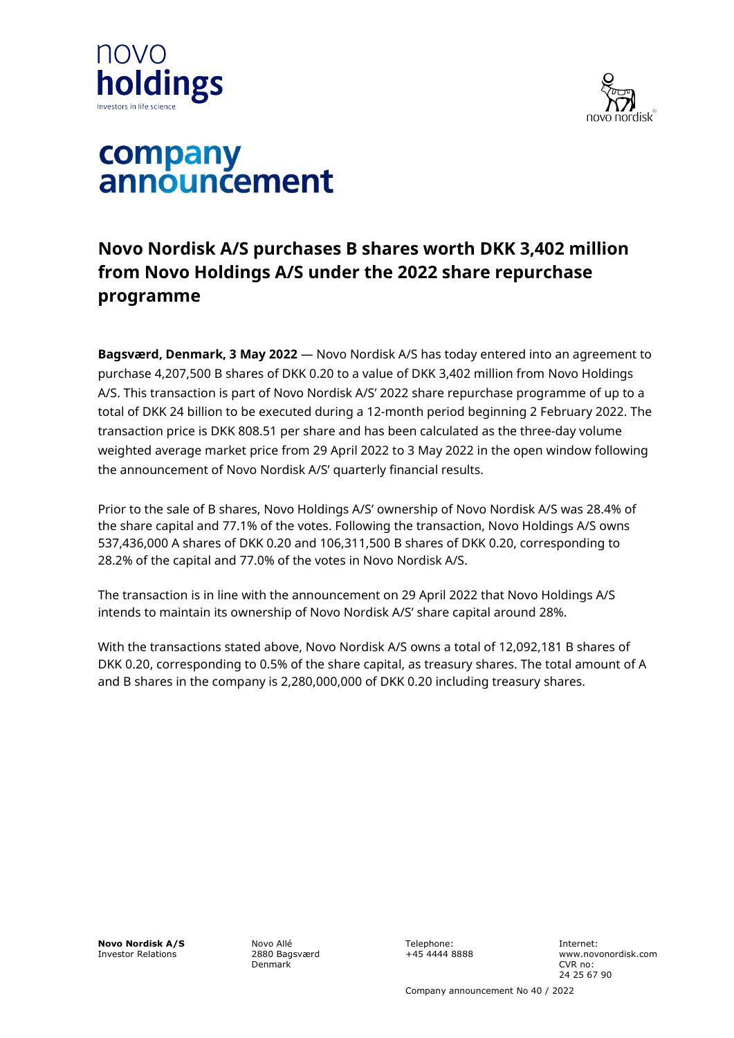# company announcement

## Novo Nordisk A/S purchases B shares worth DKK 3,402 million from Novo Holdings A/S under the 2022 share repurchase programme

**Bagsværd, Denmark, 3 May 2022** — Novo Nordisk A/S has today entered into an agreement to purchase 4,207,500 B shares of DKK 0.20 to a value of DKK 3,402 million from Novo Holdings A/S. This transaction is part of Novo Nordisk A/S' 2022 share repurchase programme of up to a total of DKK 24 billion to be executed during a 12-month period beginning 2 February 2022. The transaction price is DKK 808.51 per share and has been calculated as the three-day volume weighted average market price from 29 April 2022 to 3 May 2022 in the open window following the announcement of Novo Nordisk A/S' quarterly financial results.

Prior to the sale of B shares, Novo Holdings A/S' ownership of Novo Nordisk A/S was 28.4% of the share capital and 77.1% of the votes. Following the transaction, Novo Holdings A/S owns 537,436,000 A shares of DKK 0.20 and 106,311,500 B shares of DKK 0.20, corresponding to 28.2% of the capital and 77.0% of the votes in Novo Nordisk A/S.

The transaction is in line with the announcement on 29 April 2022 that Novo Holdings A/S intends to maintain its ownership of Novo Nordisk A/S' share capital around 28%.

With the transactions stated above, Novo Nordisk A/S owns a total of 12,092,181 B shares of DKK 0.20, corresponding to 0.5% of the share capital, as treasury shares. The total amount of A and B shares in the company is 2,280,000,000 of DKK 0.20 including treasury shares.

**Novo Nordisk A/S**
Investor Relations

Novo Allé
2880 Bagsværd
Denmark

Telephone:
+45 4444 8888

Internet:
www.novonordisk.com
CVR no:
24 25 67 90

Company announcement No 40 / 2022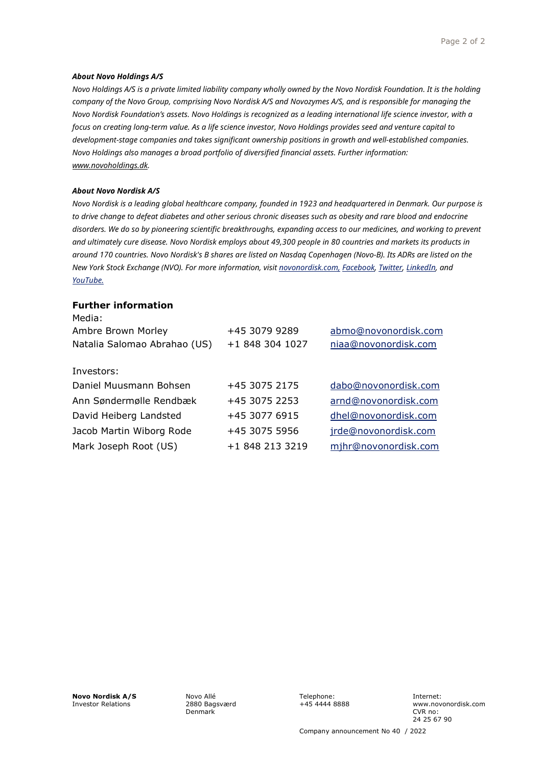***About Novo Holdings A/S***

*Novo Holdings A/S is a private limited liability company wholly owned by the Novo Nordisk Foundation. It is the holding company of the Novo Group, comprising Novo Nordisk A/S and Novozymes A/S, and is responsible for managing the Novo Nordisk Foundation's assets. Novo Holdings is recognized as a leading international life science investor, with a focus on creating long-term value. As a life science investor, Novo Holdings provides seed and venture capital to development-stage companies and takes significant ownership positions in growth and well-established companies. Novo Holdings also manages a broad portfolio of diversified financial assets. Further information: www.novoholdings.dk.*

***About Novo Nordisk A/S***

*Novo Nordisk is a leading global healthcare company, founded in 1923 and headquartered in Denmark. Our purpose is to drive change to defeat diabetes and other serious chronic diseases such as obesity and rare blood and endocrine disorders. We do so by pioneering scientific breakthroughs, expanding access to our medicines, and working to prevent and ultimately cure disease. Novo Nordisk employs about 49,300 people in 80 countries and markets its products in around 170 countries. Novo Nordisk's B shares are listed on Nasdaq Copenhagen (Novo-B). Its ADRs are listed on the New York Stock Exchange (NVO). For more information, visit novonordisk.com, Facebook, Twitter, LinkedIn, and YouTube.*

## Further information

Media:

| | | |
|---|---|---|
| Ambre Brown Morley | +45 3079 9289 | abmo@novonordisk.com |
| Natalia Salomao Abrahao (US) | +1 848 304 1027 | niaa@novonordisk.com |

Investors:

| | | |
|---|---|---|
| Daniel Muusmann Bohsen | +45 3075 2175 | dabo@novonordisk.com |
| Ann Søndermølle Rendbæk | +45 3075 2253 | arnd@novonordisk.com |
| David Heiberg Landsted | +45 3077 6915 | dhel@novonordisk.com |
| Jacob Martin Wiborg Rode | +45 3075 5956 | jrde@novonordisk.com |
| Mark Joseph Root (US) | +1 848 213 3219 | mjhr@novonordisk.com |

**Novo Nordisk A/S**
Investor Relations

Novo Allé
2880 Bagsværd
Denmark

Telephone:
+45 4444 8888

Internet:
www.novonordisk.com
CVR no:
24 25 67 90

Company announcement No 40 / 2022